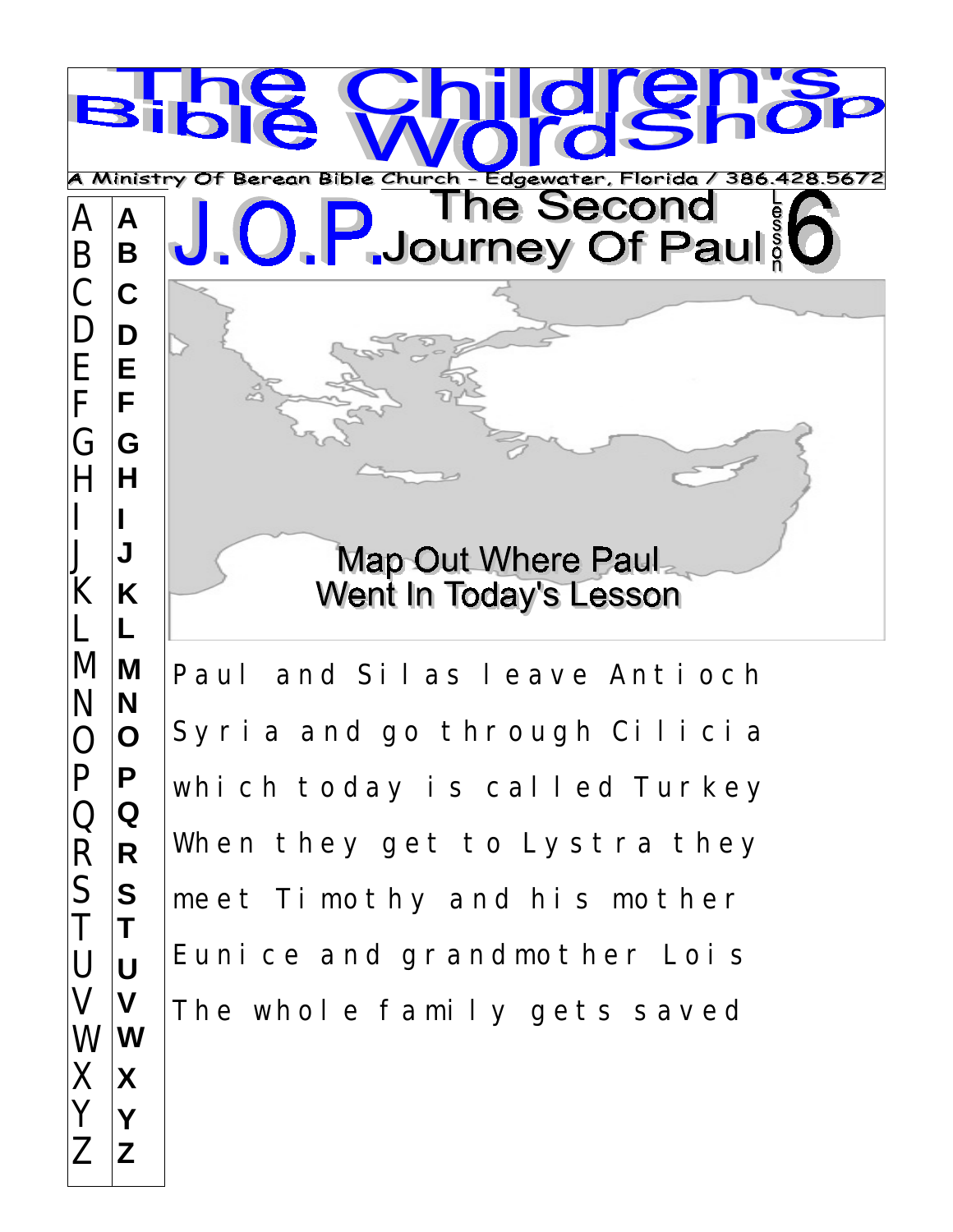# The Children's Bible WordShop

A Ministry Of Berean Bible Church - Edgewater, Florida / 386.428.5672

## J.O.P. The Second Journey Of Paul

Lesson 6

Map Out Where Paul Went In Today's Lesson

Paul and Silas leave Antioch

Syria and go through Cilicia

which today is called Turkey

When they get to Lystra they

meet Timothy and his mother

Eunice and grandmother Lois

The whole family gets saved

| A | A |
|---|---|
| B | B |
| C | C |
| D | D |
| E | E |
| F | F |
| G | G |
| H | H |
| I | I |
| J | J |
| K | K |
| L | L |
| M | M |
| N | N |
| O | O |
| P | P |
| Q | Q |
| R | R |
| S | S |
| T | T |
| U | U |
| V | V |
| W | W |
| X | X |
| Y | Y |
| Z | Z |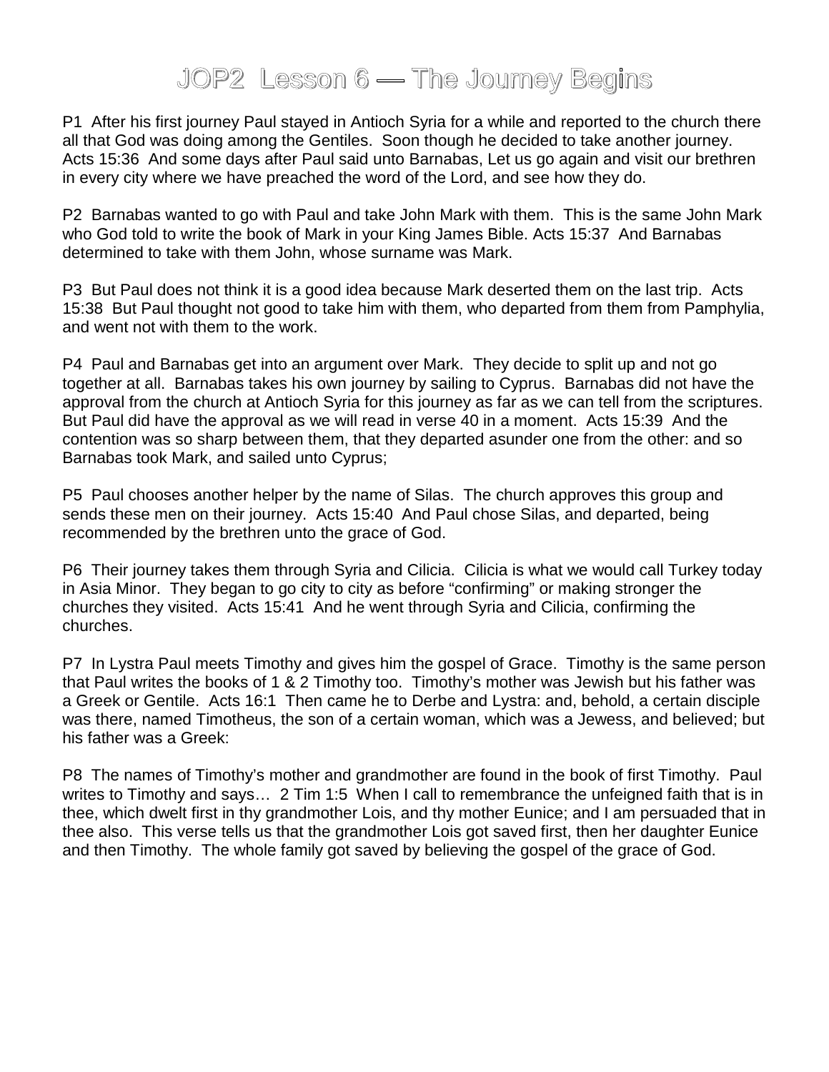# JOP2 Lesson 6 — The Journey Begins

P1 After his first journey Paul stayed in Antioch Syria for a while and reported to the church there all that God was doing among the Gentiles. Soon though he decided to take another journey. Acts 15:36 And some days after Paul said unto Barnabas, Let us go again and visit our brethren in every city where we have preached the word of the Lord, and see how they do.

P2 Barnabas wanted to go with Paul and take John Mark with them. This is the same John Mark who God told to write the book of Mark in your King James Bible. Acts 15:37 And Barnabas determined to take with them John, whose surname was Mark.

P3 But Paul does not think it is a good idea because Mark deserted them on the last trip. Acts 15:38 But Paul thought not good to take him with them, who departed from them from Pamphylia, and went not with them to the work.

P4 Paul and Barnabas get into an argument over Mark. They decide to split up and not go together at all. Barnabas takes his own journey by sailing to Cyprus. Barnabas did not have the approval from the church at Antioch Syria for this journey as far as we can tell from the scriptures. But Paul did have the approval as we will read in verse 40 in a moment. Acts 15:39 And the contention was so sharp between them, that they departed asunder one from the other: and so Barnabas took Mark, and sailed unto Cyprus;

P5 Paul chooses another helper by the name of Silas. The church approves this group and sends these men on their journey. Acts 15:40 And Paul chose Silas, and departed, being recommended by the brethren unto the grace of God.

P6 Their journey takes them through Syria and Cilicia. Cilicia is what we would call Turkey today in Asia Minor. They began to go city to city as before "confirming" or making stronger the churches they visited. Acts 15:41 And he went through Syria and Cilicia, confirming the churches.

P7 In Lystra Paul meets Timothy and gives him the gospel of Grace. Timothy is the same person that Paul writes the books of 1 & 2 Timothy too. Timothy's mother was Jewish but his father was a Greek or Gentile. Acts 16:1 Then came he to Derbe and Lystra: and, behold, a certain disciple was there, named Timotheus, the son of a certain woman, which was a Jewess, and believed; but his father was a Greek:

P8 The names of Timothy's mother and grandmother are found in the book of first Timothy. Paul writes to Timothy and says… 2 Tim 1:5 When I call to remembrance the unfeigned faith that is in thee, which dwelt first in thy grandmother Lois, and thy mother Eunice; and I am persuaded that in thee also. This verse tells us that the grandmother Lois got saved first, then her daughter Eunice and then Timothy. The whole family got saved by believing the gospel of the grace of God.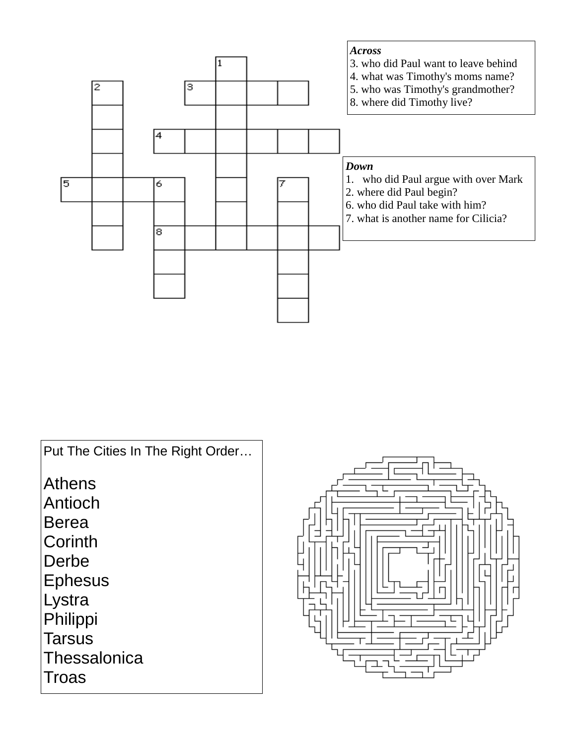***Across***

3. who did Paul want to leave behind
4. what was Timothy's moms name?
5. who was Timothy's grandmother?
8. where did Timothy live?

***Down***

1. who did Paul argue with over Mark
2. where did Paul begin?
6. who did Paul take with him?
7. what is another name for Cilicia?

Put The Cities In The Right Order…

Athens
Antioch
Berea
Corinth
Derbe
Ephesus
Lystra
Philippi
Tarsus
Thessalonica
Troas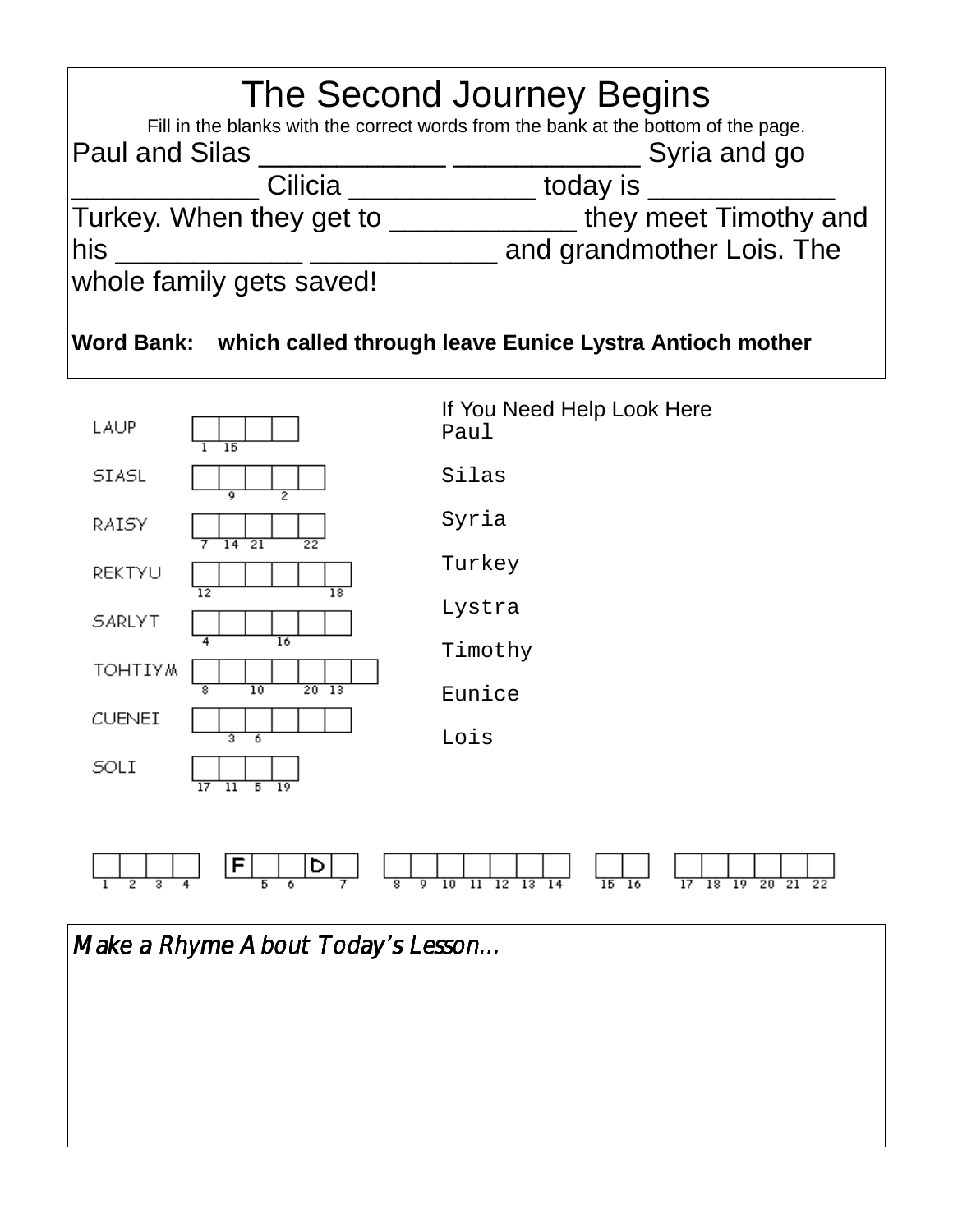# The Second Journey Begins

Fill in the blanks with the correct words from the bank at the bottom of the page.

Paul and Silas ____________ ____________ Syria and go ____________ Cilicia ____________ today is ____________ Turkey. When they get to ____________ they meet Timothy and his ____________ ____________ and grandmother Lois. The whole family gets saved!

**Word Bank:** **which called through leave Eunice Lystra Antioch mother**

| | | |
|---|---|---|
| LAUP | [ ][ ][ ][ ] | 1, 15 |
| SIASL | [ ][ ][ ][ ][ ] | 9, 2 |
| RAISY | [ ][ ][ ][ ][ ] | 7, 14, 21, 22 |
| REKTYU | [ ][ ][ ][ ][ ][ ] | 12, 18 |
| SARLYT | [ ][ ][ ][ ][ ][ ] | 4, 16 |
| TOHTIYM | [ ][ ][ ][ ][ ][ ][ ] | 8, 10, 20, 13 |
| CUENEI | [ ][ ][ ][ ][ ][ ] | 3, 6 |
| SOLI | [ ][ ][ ][ ] | 17, 11, 5, 19 |

If You Need Help Look Here

Paul

Silas

Syria

Turkey

Lystra

Timothy

Eunice

Lois

[ ][ ][ ][ ] [F][ ][ ][D][ ] [ ][ ][ ][ ][ ][ ][ ] [ ][ ] [ ][ ][ ][ ][ ][ ]

1 2 3 4 &nbsp; 5 6 7 &nbsp; 8 9 10 11 12 13 14 &nbsp; 15 16 &nbsp; 17 18 19 20 21 22

*Make a Rhyme About Today's Lesson...*